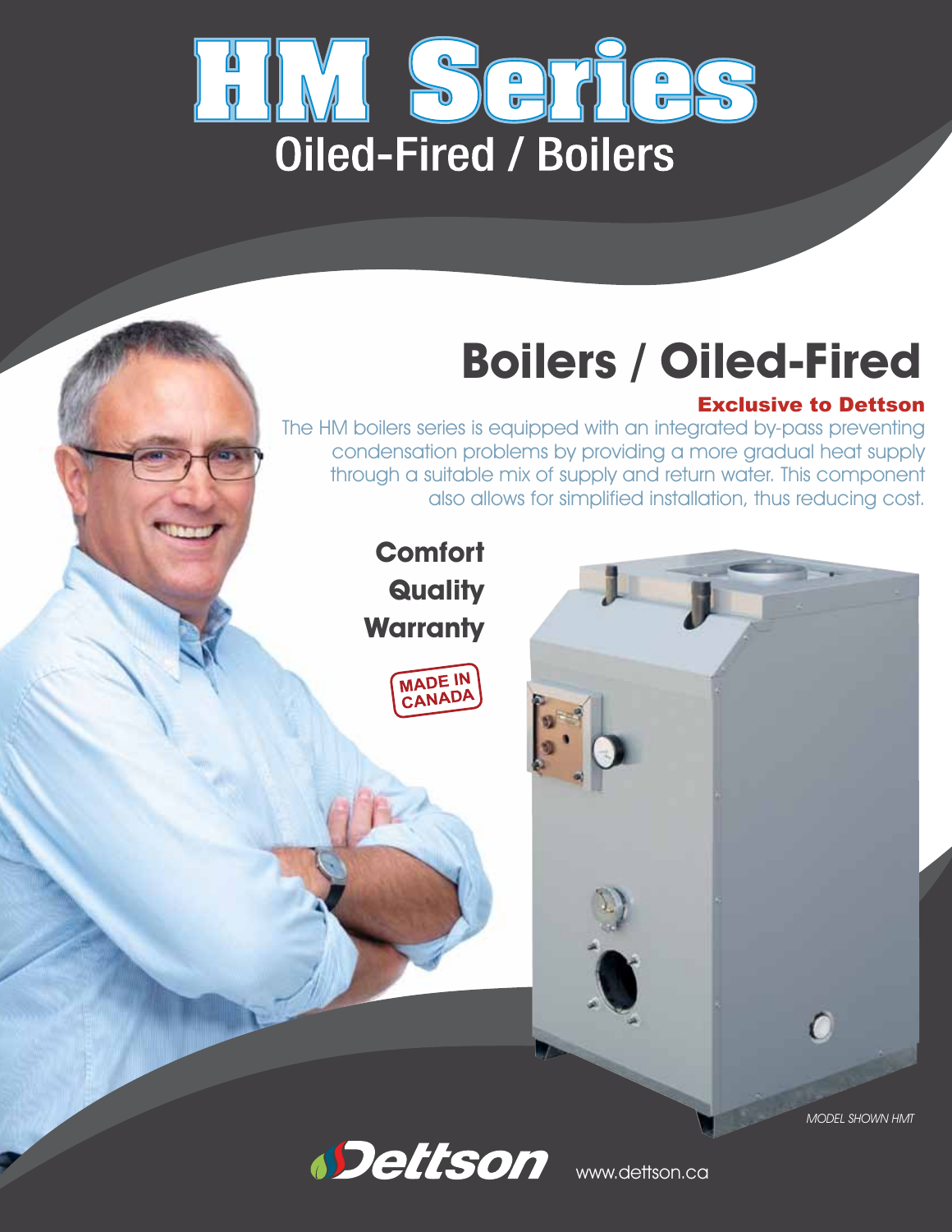# HM Series

## Oiled-Fired / Boilers

## Boilers / Oiled-Fired

**Exclusive to Dettson**

The HM boilers series is equipped with an integrated by-pass preventing condensation problems by providing a more gradual heat supply through a suitable mix of supply and return water. This component also allows for simplified installation, thus reducing cost.

**Comfort**
**Quality**
**Warranty**

MADE IN CANADA

*MODEL SHOWN HMT*

Dettson www.dettson.ca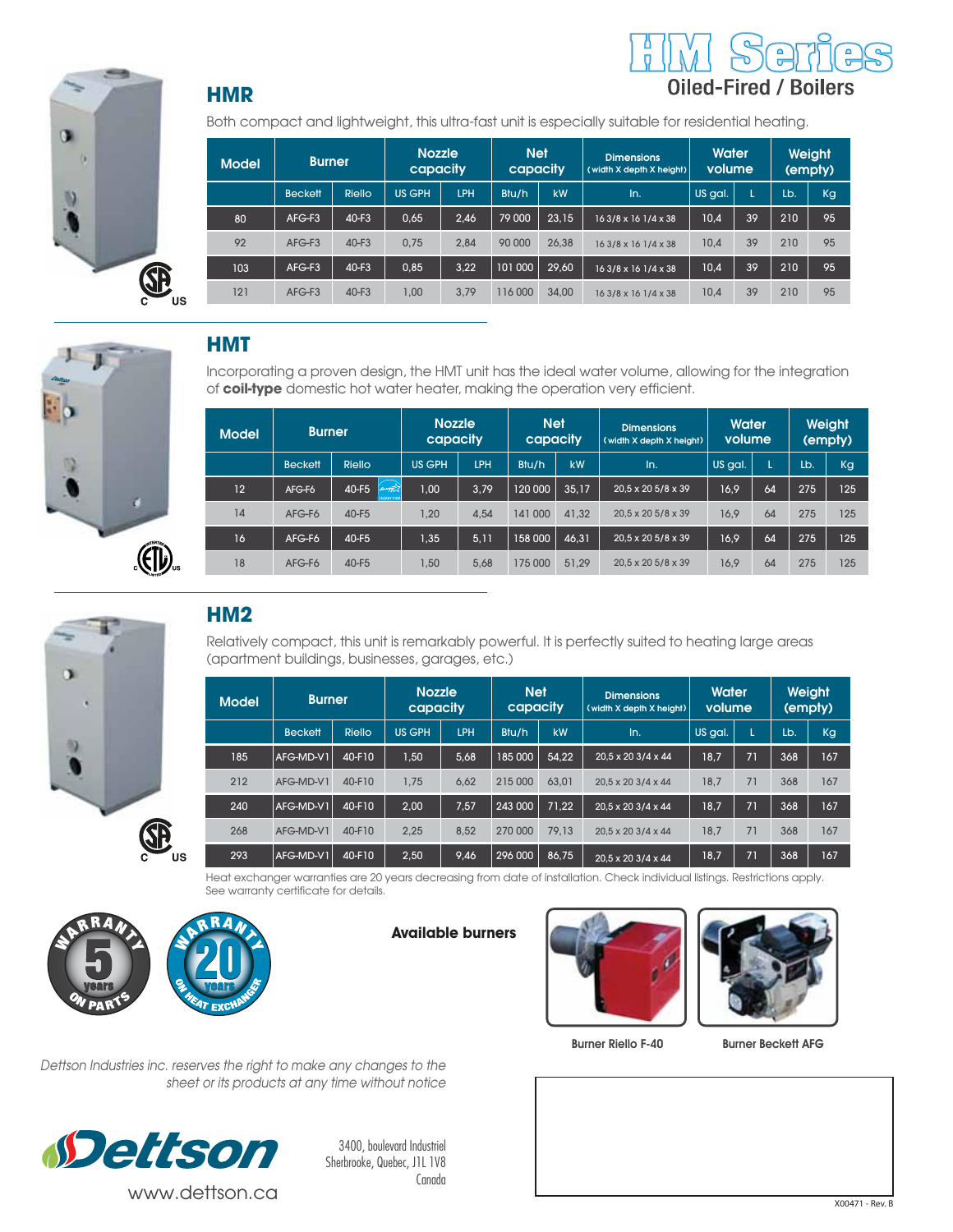# HM Series

## Oiled-Fired / Boilers

## HMR

Both compact and lightweight, this ultra-fast unit is especially suitable for residential heating.

| Model | Burner | | Nozzle capacity | | Net capacity | | Dimensions (width X depth X height) | Water volume | | Weight (empty) | |
|---|---|---|---|---|---|---|---|---|---|---|---|
| | Beckett | Riello | US GPH | LPH | Btu/h | kW | In. | US gal. | L | Lb. | Kg |
| 80 | AFG-F3 | 40-F3 | 0,65 | 2,46 | 79 000 | 23,15 | 16 3/8 x 16 1/4 x 38 | 10,4 | 39 | 210 | 95 |
| 92 | AFG-F3 | 40-F3 | 0,75 | 2,84 | 90 000 | 26,38 | 16 3/8 x 16 1/4 x 38 | 10,4 | 39 | 210 | 95 |
| 103 | AFG-F3 | 40-F3 | 0,85 | 3,22 | 101 000 | 29,60 | 16 3/8 x 16 1/4 x 38 | 10,4 | 39 | 210 | 95 |
| 121 | AFG-F3 | 40-F3 | 1,00 | 3,79 | 116 000 | 34,00 | 16 3/8 x 16 1/4 x 38 | 10,4 | 39 | 210 | 95 |

## HMT

Incorporating a proven design, the HMT unit has the ideal water volume, allowing for the integration of **coil-type** domestic hot water heater, making the operation very efficient.

| Model | Burner | | Nozzle capacity | | Net capacity | | Dimensions (width X depth X height) | Water volume | | Weight (empty) | |
|---|---|---|---|---|---|---|---|---|---|---|---|
| | Beckett | Riello | US GPH | LPH | Btu/h | kW | In. | US gal. | L | Lb. | Kg |
| 12 | AFG-F6 | 40-F5 | 1,00 | 3,79 | 120 000 | 35,17 | 20,5 x 20 5/8 x 39 | 16,9 | 64 | 275 | 125 |
| 14 | AFG-F6 | 40-F5 | 1,20 | 4,54 | 141 000 | 41,32 | 20,5 x 20 5/8 x 39 | 16,9 | 64 | 275 | 125 |
| 16 | AFG-F6 | 40-F5 | 1,35 | 5,11 | 158 000 | 46,31 | 20,5 x 20 5/8 x 39 | 16,9 | 64 | 275 | 125 |
| 18 | AFG-F6 | 40-F5 | 1,50 | 5,68 | 175 000 | 51,29 | 20,5 x 20 5/8 x 39 | 16,9 | 64 | 275 | 125 |

## HM2

Relatively compact, this unit is remarkably powerful. It is perfectly suited to heating large areas (apartment buildings, businesses, garages, etc.)

| Model | Burner | | Nozzle capacity | | Net capacity | | Dimensions (width X depth X height) | Water volume | | Weight (empty) | |
|---|---|---|---|---|---|---|---|---|---|---|---|
| | Beckett | Riello | US GPH | LPH | Btu/h | kW | In. | US gal. | L | Lb. | Kg |
| 185 | AFG-MD-V1 | 40-F10 | 1,50 | 5,68 | 185 000 | 54,22 | 20,5 x 20 3/4 x 44 | 18,7 | 71 | 368 | 167 |
| 212 | AFG-MD-V1 | 40-F10 | 1,75 | 6,62 | 215 000 | 63,01 | 20,5 x 20 3/4 x 44 | 18,7 | 71 | 368 | 167 |
| 240 | AFG-MD-V1 | 40-F10 | 2,00 | 7,57 | 243 000 | 71,22 | 20,5 x 20 3/4 x 44 | 18,7 | 71 | 368 | 167 |
| 268 | AFG-MD-V1 | 40-F10 | 2,25 | 8,52 | 270 000 | 79,13 | 20,5 x 20 3/4 x 44 | 18,7 | 71 | 368 | 167 |
| 293 | AFG-MD-V1 | 40-F10 | 2,50 | 9,46 | 296 000 | 86,75 | 20,5 x 20 3/4 x 44 | 18,7 | 71 | 368 | 167 |

Heat exchanger warranties are 20 years decreasing from date of installation. Check individual listings. Restrictions apply. See warranty certificate for details.

WARRANTY 5 years ON PARTS

WARRANTY 20 years ON HEAT EXCHANGER

**Available burners**

Burner Riello F-40

Burner Beckett AFG

*Dettson Industries inc. reserves the right to make any changes to the sheet or its products at any time without notice*

Dettson

www.dettson.ca

3400, boulevard Industriel
Sherbrooke, Quebec, J1L 1V8
Canada

X00471 - Rev. B